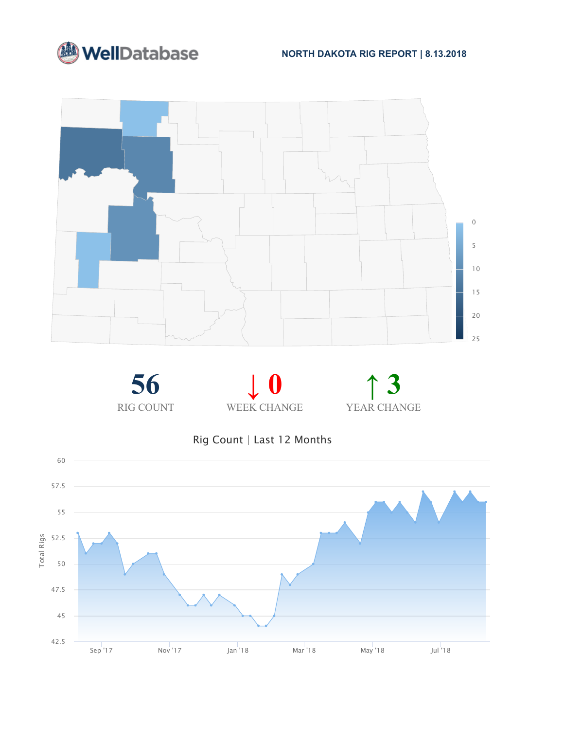WellDatabase

# NORTH DAKOTA RIG REPORT | 8.13.2018

| 56 | ↓ 0 | ↑ 3 |
|---|---|---|
| RIG COUNT | WEEK CHANGE | YEAR CHANGE |

## Rig Count | Last 12 Months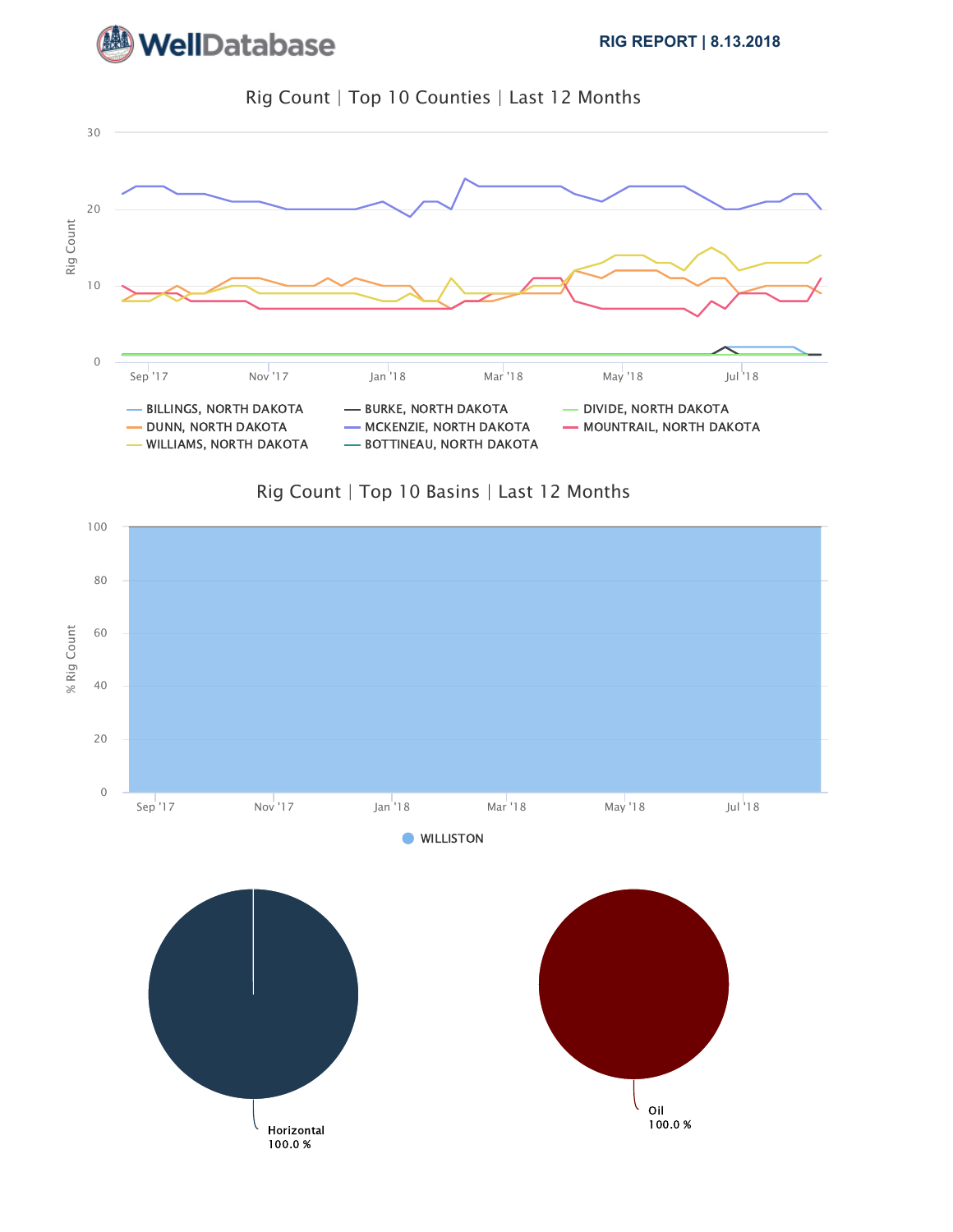**RIG REPORT | 8.13.2018**

## Rig Count | Top 10 Counties | Last 12 Months

Rig Count

30
20
10
0

Sep '17 Nov '17 Jan '18 Mar '18 May '18 Jul '18

- BILLINGS, NORTH DAKOTA
- BURKE, NORTH DAKOTA
- DIVIDE, NORTH DAKOTA
- DUNN, NORTH DAKOTA
- MCKENZIE, NORTH DAKOTA
- MOUNTRAIL, NORTH DAKOTA
- WILLIAMS, NORTH DAKOTA
- BOTTINEAU, NORTH DAKOTA

## Rig Count | Top 10 Basins | Last 12 Months

% Rig Count

100
80
60
40
20
0

Sep '17 Nov '17 Jan '18 Mar '18 May '18 Jul '18

- WILLISTON

Horizontal
100.0 %

Oil
100.0 %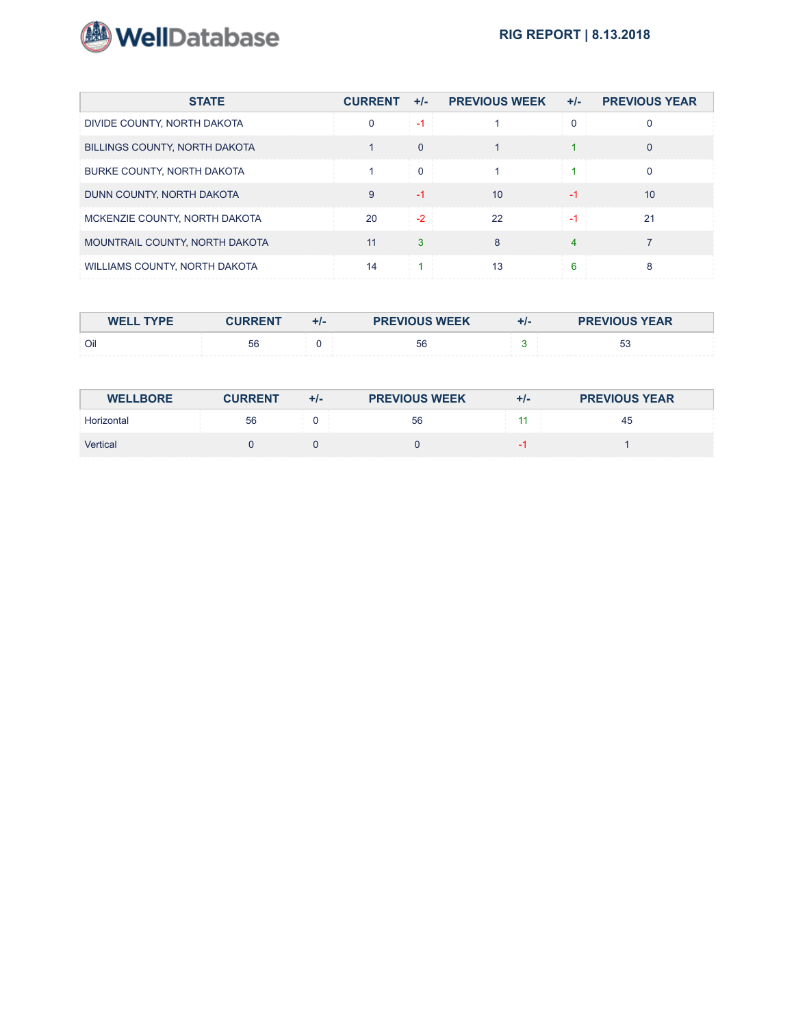WellDatabase

RIG REPORT | 8.13.2018

| STATE | CURRENT | +/- | PREVIOUS WEEK | +/- | PREVIOUS YEAR |
|---|---|---|---|---|---|
| DIVIDE COUNTY, NORTH DAKOTA | 0 | -1 | 1 | 0 | 0 |
| BILLINGS COUNTY, NORTH DAKOTA | 1 | 0 | 1 | 1 | 0 |
| BURKE COUNTY, NORTH DAKOTA | 1 | 0 | 1 | 1 | 0 |
| DUNN COUNTY, NORTH DAKOTA | 9 | -1 | 10 | -1 | 10 |
| MCKENZIE COUNTY, NORTH DAKOTA | 20 | -2 | 22 | -1 | 21 |
| MOUNTRAIL COUNTY, NORTH DAKOTA | 11 | 3 | 8 | 4 | 7 |
| WILLIAMS COUNTY, NORTH DAKOTA | 14 | 1 | 13 | 6 | 8 |

| WELL TYPE | CURRENT | +/- | PREVIOUS WEEK | +/- | PREVIOUS YEAR |
|---|---|---|---|---|---|
| Oil | 56 | 0 | 56 | 3 | 53 |

| WELLBORE | CURRENT | +/- | PREVIOUS WEEK | +/- | PREVIOUS YEAR |
|---|---|---|---|---|---|
| Horizontal | 56 | 0 | 56 | 11 | 45 |
| Vertical | 0 | 0 | 0 | -1 | 1 |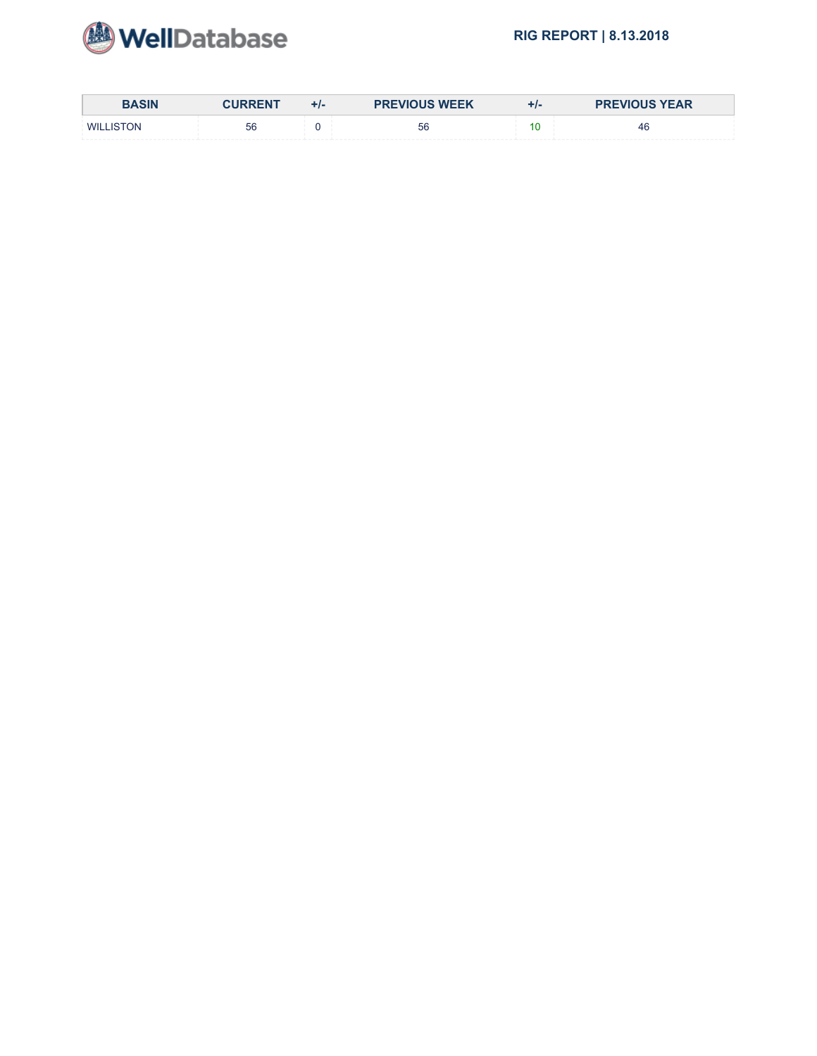WellDatabase

RIG REPORT | 8.13.2018

| BASIN | CURRENT | +/- | PREVIOUS WEEK | +/- | PREVIOUS YEAR |
|---|---|---|---|---|---|
| WILLISTON | 56 | 0 | 56 | 10 | 46 |